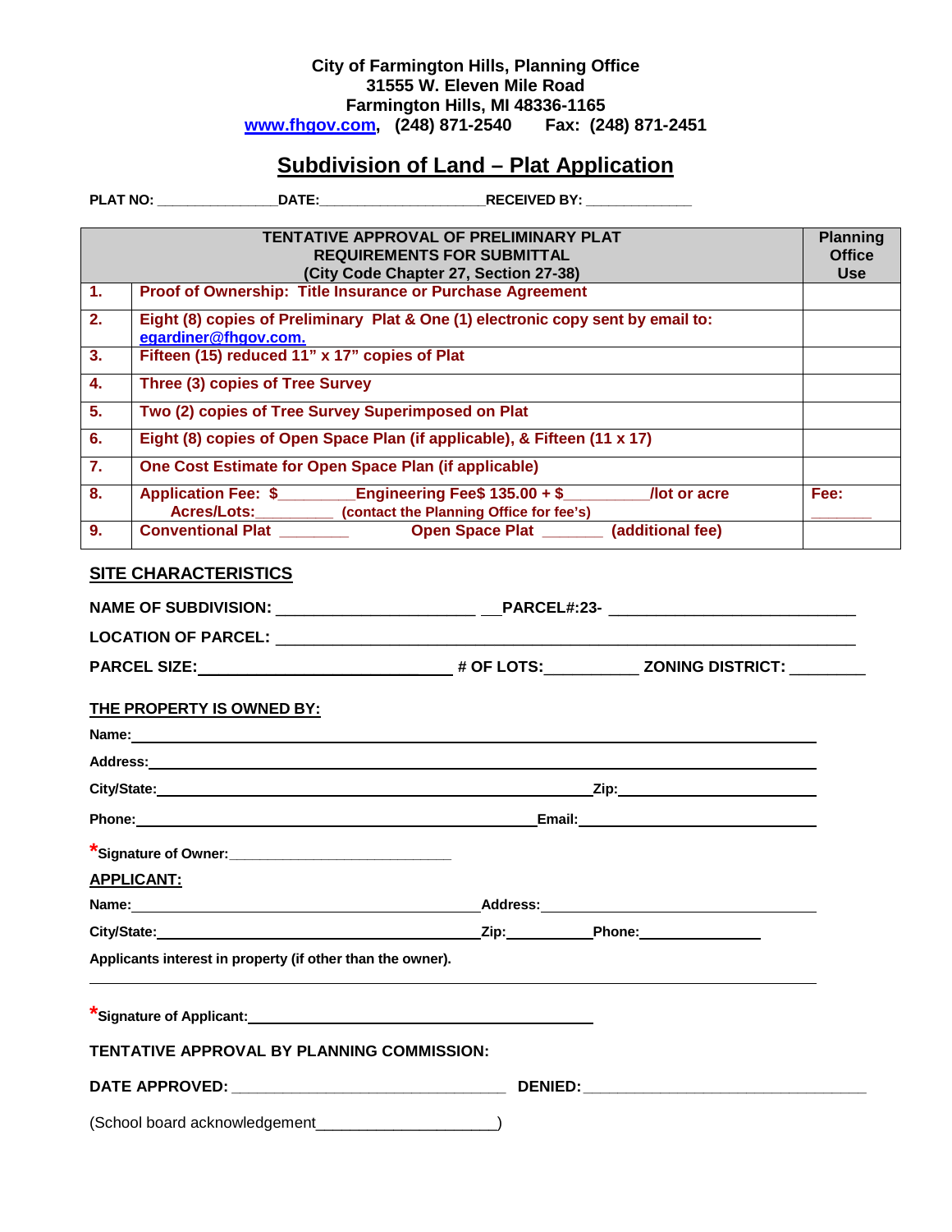**City of Farmington Hills, Planning Office**
**31555 W. Eleven Mile Road**
**Farmington Hills, MI 48336-1165**
**www.fhgov.com, (248) 871-2540 Fax: (248) 871-2451**

# Subdivision of Land – Plat Application

**PLAT NO:** _______________ **DATE:** ____________________ **RECEIVED BY:** _____________

| TENTATIVE APPROVAL OF PRELIMINARY PLAT REQUIREMENTS FOR SUBMITTAL (City Code Chapter 27, Section 27-38) | | Planning Office Use |
|---|---|---|
| 1. | Proof of Ownership: Title Insurance or Purchase Agreement | |
| 2. | Eight (8) copies of Preliminary Plat & One (1) electronic copy sent by email to: egardiner@fhgov.com. | |
| 3. | Fifteen (15) reduced 11" x 17" copies of Plat | |
| 4. | Three (3) copies of Tree Survey | |
| 5. | Two (2) copies of Tree Survey Superimposed on Plat | |
| 6. | Eight (8) copies of Open Space Plan (if applicable), & Fifteen (11 x 17) | |
| 7. | One Cost Estimate for Open Space Plan (if applicable) | |
| 8. | Application Fee: $________ Engineering Fee$ 135.00 + $_________/lot or acre Acres/Lots:_________ (contact the Planning Office for fee's) | Fee: _______ |
| 9. | Conventional Plat ________ Open Space Plat _______ (additional fee) | |

## SITE CHARACTERISTICS

**NAME OF SUBDIVISION:** ______________________ **PARCEL#:23-** ___________________________

**LOCATION OF PARCEL:** ____________________________________________________________

**PARCEL SIZE:** ____________________________ **# OF LOTS:** __________ **ZONING DISTRICT:** ________

**THE PROPERTY IS OWNED BY:**

**Name:** ____________________________________________________________

**Address:** ____________________________________________________________

**City/State:** ______________________________________________ **Zip:** ____________________

**Phone:** ____________________________________________ **Email:** ____________________

***Signature of Owner:** ___________________________

**APPLICANT:**

**Name:** ________________________________________ **Address:** ____________________________

**City/State:** ____________________________________ **Zip:** __________ **Phone:** ______________

**Applicants interest in property (if other than the owner).**

____________________________________________________________

***Signature of Applicant:** ________________________________________

**TENTATIVE APPROVAL BY PLANNING COMMISSION:**

**DATE APPROVED:** ________________________________ **DENIED:** ________________________________

(School board acknowledgement____________________)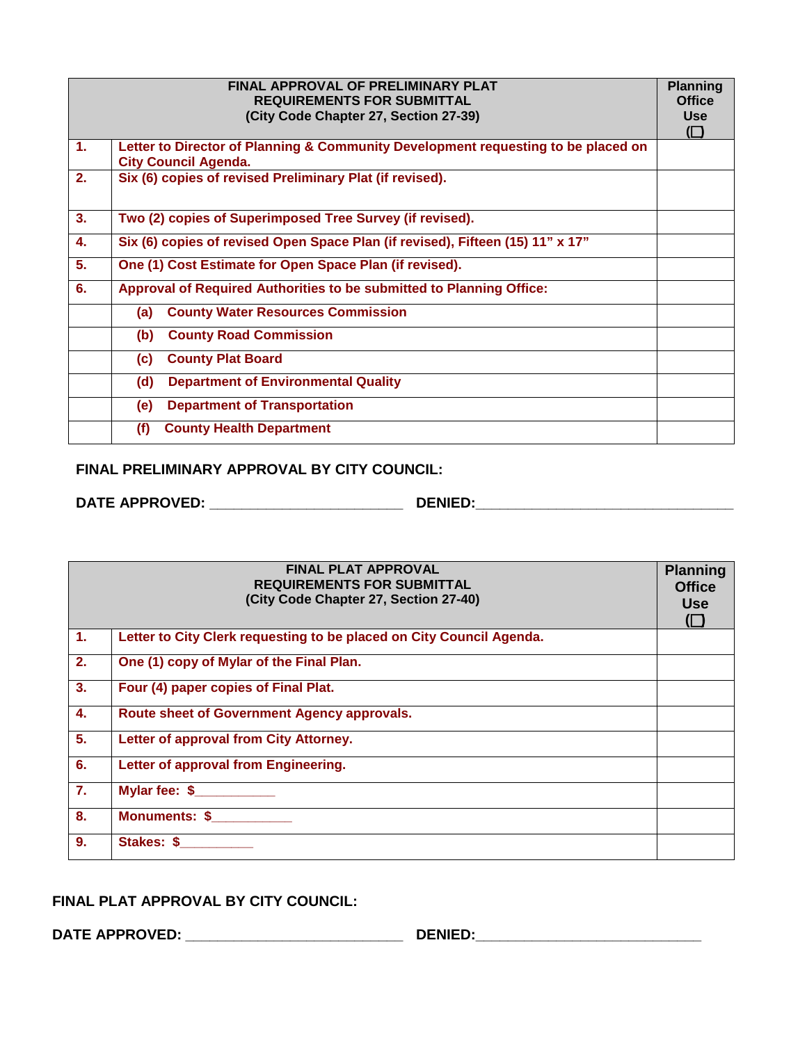| FINAL APPROVAL OF PRELIMINARY PLAT<br>REQUIREMENTS FOR SUBMITTAL<br>(City Code Chapter 27, Section 27-39) | | Planning Office Use (☐) |
|---|---|---|
| **1.** | **Letter to Director of Planning & Community Development requesting to be placed on City Council Agenda.** | |
| **2.** | **Six (6) copies of revised Preliminary Plat (if revised).** | |
| **3.** | **Two (2) copies of Superimposed Tree Survey (if revised).** | |
| **4.** | **Six (6) copies of revised Open Space Plan (if revised), Fifteen (15) 11" x 17"** | |
| **5.** | **One (1) Cost Estimate for Open Space Plan (if revised).** | |
| **6.** | **Approval of Required Authorities to be submitted to Planning Office:** | |
| | **(a) County Water Resources Commission** | |
| | **(b) County Road Commission** | |
| | **(c) County Plat Board** | |
| | **(d) Department of Environmental Quality** | |
| | **(e) Department of Transportation** | |
| | **(f) County Health Department** | |

**FINAL PRELIMINARY APPROVAL BY CITY COUNCIL:**

**DATE APPROVED:** ________________________ **DENIED:**_______________________________

| FINAL PLAT APPROVAL<br>REQUIREMENTS FOR SUBMITTAL<br>(City Code Chapter 27, Section 27-40) | | Planning Office Use (☐) |
|---|---|---|
| **1.** | **Letter to City Clerk requesting to be placed on City Council Agenda.** | |
| **2.** | **One (1) copy of Mylar of the Final Plan.** | |
| **3.** | **Four (4) paper copies of Final Plat.** | |
| **4.** | **Route sheet of Government Agency approvals.** | |
| **5.** | **Letter of approval from City Attorney.** | |
| **6.** | **Letter of approval from Engineering.** | |
| **7.** | **Mylar fee: $**__________ | |
| **8.** | **Monuments: $**__________ | |
| **9.** | **Stakes: $**_________ | |

**FINAL PLAT APPROVAL BY CITY COUNCIL:**

**DATE APPROVED:** ___________________________ **DENIED:**____________________________